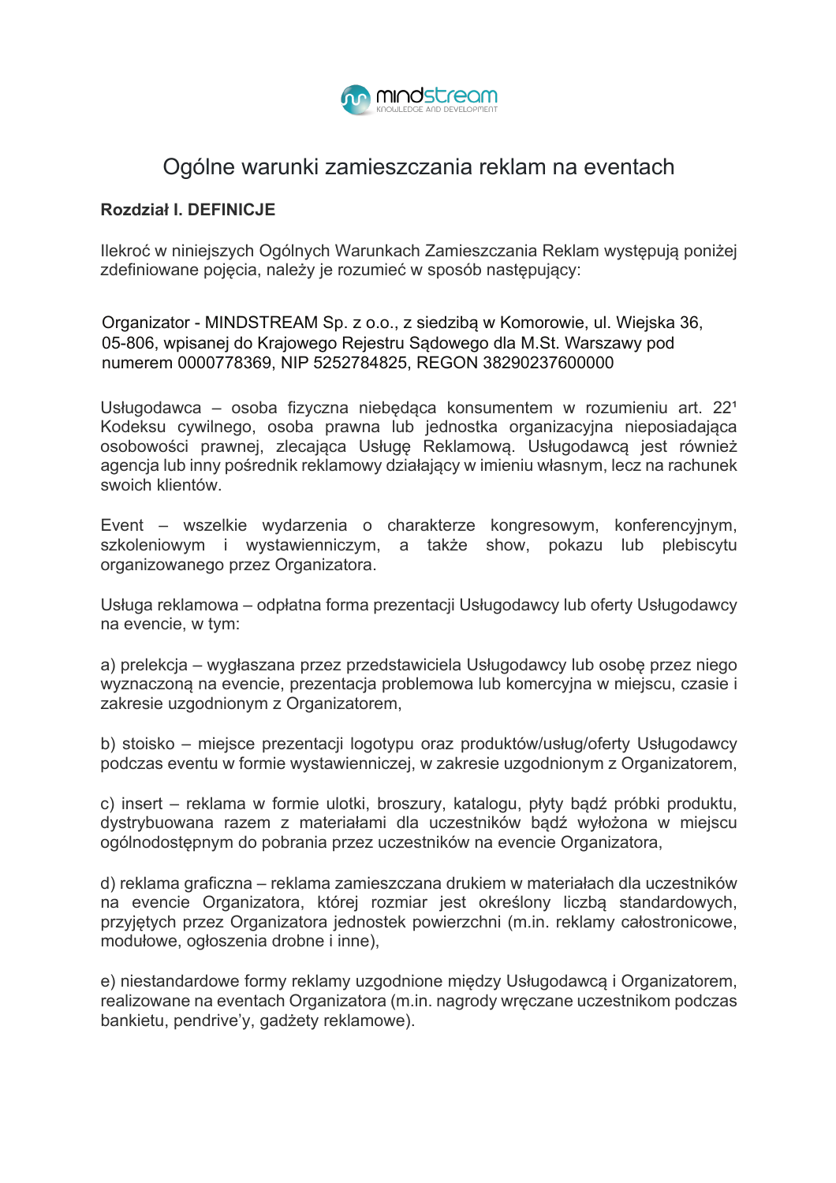# Ogólne warunki zamieszczania reklam na eventach

## Rozdział I. DEFINICJE

Ilekroć w niniejszych Ogólnych Warunkach Zamieszczania Reklam występują poniżej zdefiniowane pojęcia, należy je rozumieć w sposób następujący:

Organizator - MINDSTREAM Sp. z o.o., z siedzibą w Komorowie, ul. Wiejska 36, 05-806, wpisanej do Krajowego Rejestru Sądowego dla M.St. Warszawy pod numerem 0000778369, NIP 5252784825, REGON 38290237600000

Usługodawca – osoba fizyczna niebędąca konsumentem w rozumieniu art. 22¹ Kodeksu cywilnego, osoba prawna lub jednostka organizacyjna nieposiadająca osobowości prawnej, zlecająca Usługę Reklamową. Usługodawcą jest również agencja lub inny pośrednik reklamowy działający w imieniu własnym, lecz na rachunek swoich klientów.

Event – wszelkie wydarzenia o charakterze kongresowym, konferencyjnym, szkoleniowym i wystawienniczym, a także show, pokazu lub plebiscytu organizowanego przez Organizatora.

Usługa reklamowa – odpłatna forma prezentacji Usługodawcy lub oferty Usługodawcy na evencie, w tym:

a) prelekcja – wygłaszana przez przedstawiciela Usługodawcy lub osobę przez niego wyznaczoną na evencie, prezentacja problemowa lub komercyjna w miejscu, czasie i zakresie uzgodnionym z Organizatorem,

b) stoisko – miejsce prezentacji logotypu oraz produktów/usług/oferty Usługodawcy podczas eventu w formie wystawienniczej, w zakresie uzgodnionym z Organizatorem,

c) insert – reklama w formie ulotki, broszury, katalogu, płyty bądź próbki produktu, dystrybuowana razem z materiałami dla uczestników bądź wyłożona w miejscu ogólnodostępnym do pobrania przez uczestników na evencie Organizatora,

d) reklama graficzna – reklama zamieszczana drukiem w materiałach dla uczestników na evencie Organizatora, której rozmiar jest określony liczbą standardowych, przyjętych przez Organizatora jednostek powierzchni (m.in. reklamy całostronicowe, modułowe, ogłoszenia drobne i inne),

e) niestandardowe formy reklamy uzgodnione między Usługodawcą i Organizatorem, realizowane na eventach Organizatora (m.in. nagrody wręczane uczestnikom podczas bankietu, pendrive'y, gadżety reklamowe).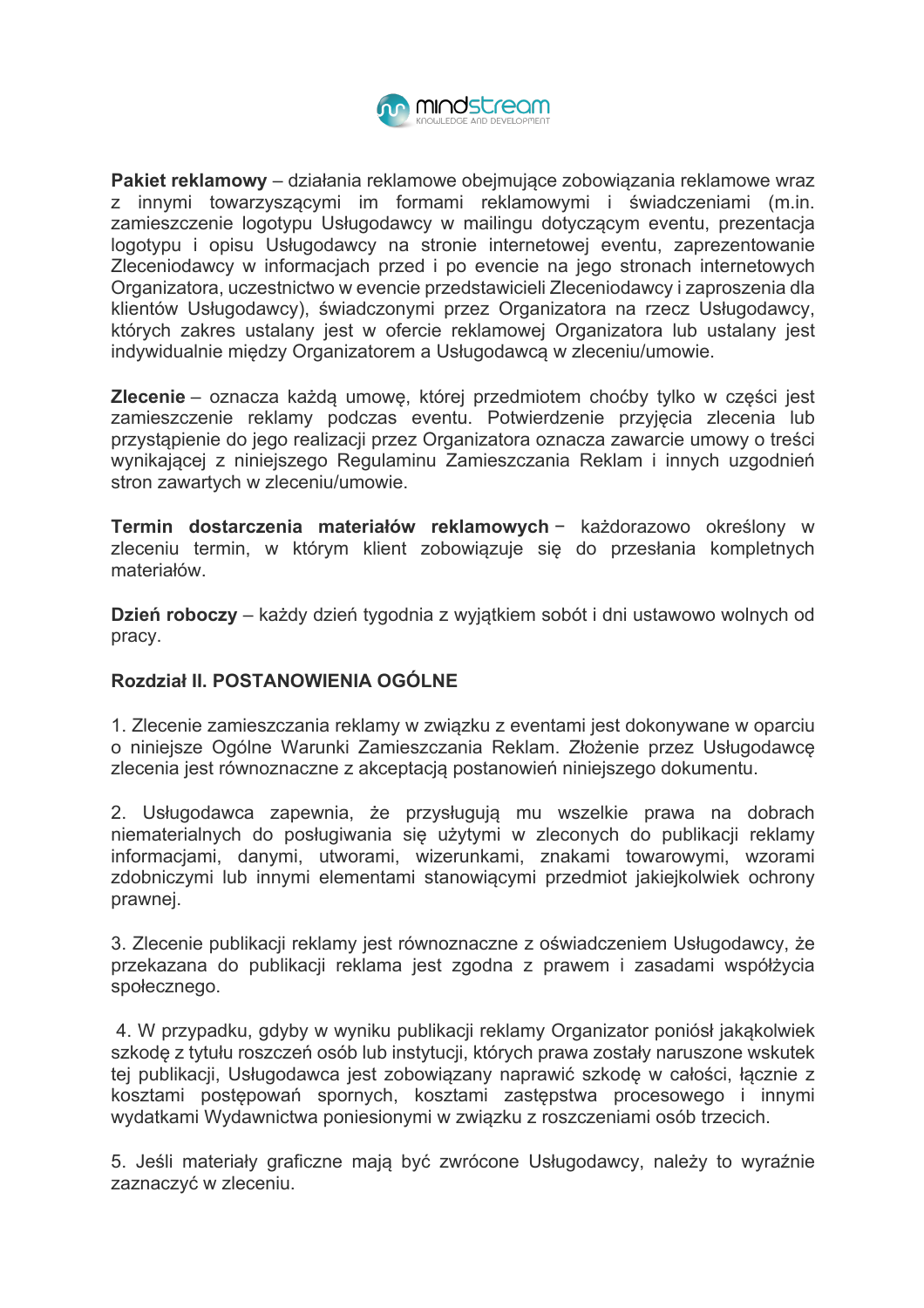**Pakiet reklamowy** – działania reklamowe obejmujące zobowiązania reklamowe wraz z innymi towarzyszącymi im formami reklamowymi i świadczeniami (m.in. zamieszczenie logotypu Usługodawcy w mailingu dotyczącym eventu, prezentacja logotypu i opisu Usługodawcy na stronie internetowej eventu, zaprezentowanie Zleceniodawcy w informacjach przed i po evencie na jego stronach internetowych Organizatora, uczestnictwo w evencie przedstawicieli Zleceniodawcy i zaproszenia dla klientów Usługodawcy), świadczonymi przez Organizatora na rzecz Usługodawcy, których zakres ustalany jest w ofercie reklamowej Organizatora lub ustalany jest indywidualnie między Organizatorem a Usługodawcą w zleceniu/umowie.

**Zlecenie** – oznacza każdą umowę, której przedmiotem choćby tylko w części jest zamieszczenie reklamy podczas eventu. Potwierdzenie przyjęcia zlecenia lub przystąpienie do jego realizacji przez Organizatora oznacza zawarcie umowy o treści wynikającej z niniejszego Regulaminu Zamieszczania Reklam i innych uzgodnień stron zawartych w zleceniu/umowie.

**Termin dostarczenia materiałów reklamowych** − każdorazowo określony w zleceniu termin, w którym klient zobowiązuje się do przesłania kompletnych materiałów.

**Dzień roboczy** – każdy dzień tygodnia z wyjątkiem sobót i dni ustawowo wolnych od pracy.

## Rozdział II. POSTANOWIENIA OGÓLNE

1. Zlecenie zamieszczania reklamy w związku z eventami jest dokonywane w oparciu o niniejsze Ogólne Warunki Zamieszczania Reklam. Złożenie przez Usługodawcę zlecenia jest równoznaczne z akceptacją postanowień niniejszego dokumentu.

2. Usługodawca zapewnia, że przysługują mu wszelkie prawa na dobrach niematerialnych do posługiwania się użytymi w zleconych do publikacji reklamy informacjami, danymi, utworami, wizerunkami, znakami towarowymi, wzorami zdobniczymi lub innymi elementami stanowiącymi przedmiot jakiejkolwiek ochrony prawnej.

3. Zlecenie publikacji reklamy jest równoznaczne z oświadczeniem Usługodawcy, że przekazana do publikacji reklama jest zgodna z prawem i zasadami współżycia społecznego.

4. W przypadku, gdyby w wyniku publikacji reklamy Organizator poniósł jakąkolwiek szkodę z tytułu roszczeń osób lub instytucji, których prawa zostały naruszone wskutek tej publikacji, Usługodawca jest zobowiązany naprawić szkodę w całości, łącznie z kosztami postępowań spornych, kosztami zastępstwa procesowego i innymi wydatkami Wydawnictwa poniesionymi w związku z roszczeniami osób trzecich.

5. Jeśli materiały graficzne mają być zwrócone Usługodawcy, należy to wyraźnie zaznaczyć w zleceniu.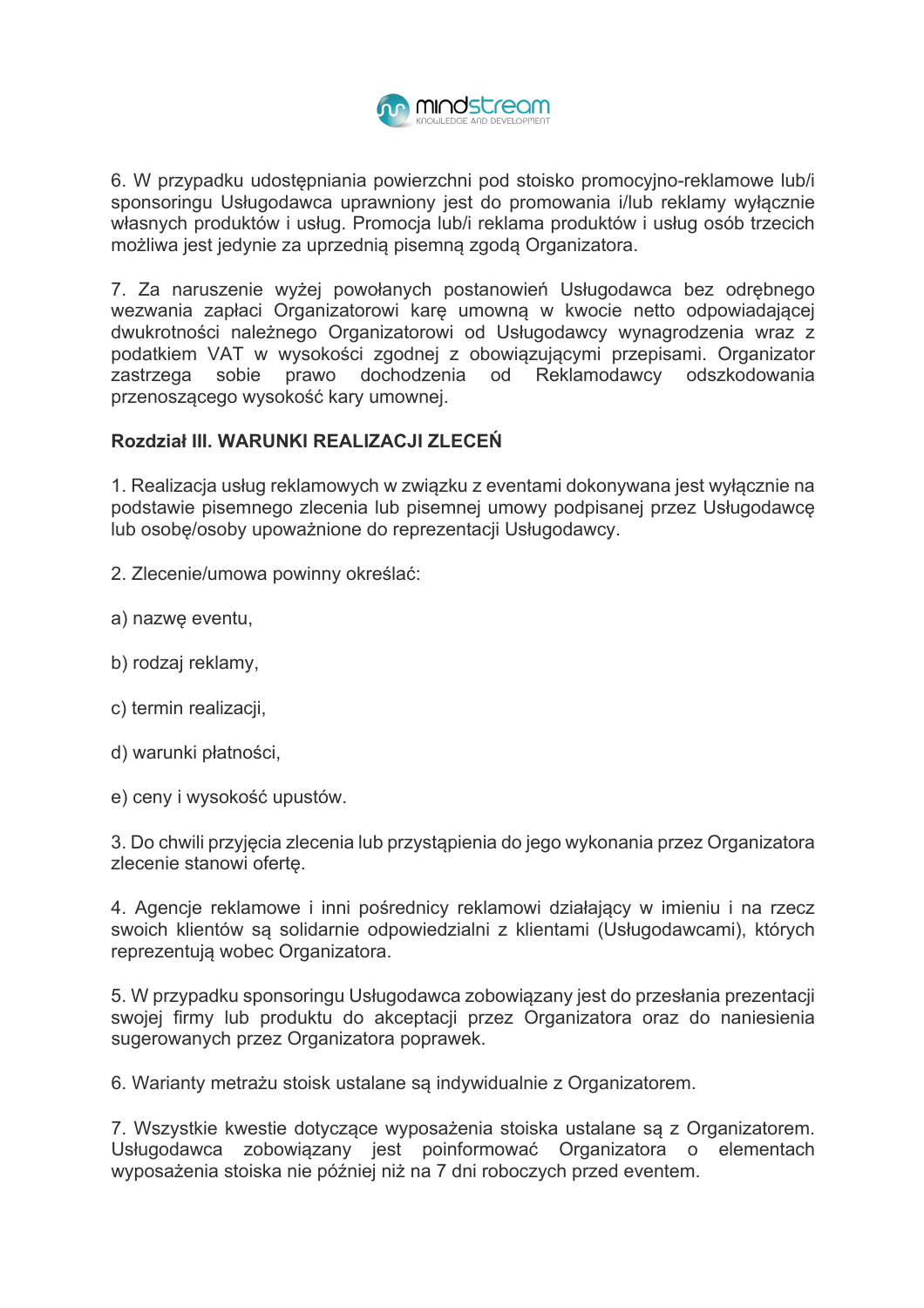6. W przypadku udostępniania powierzchni pod stoisko promocyjno-reklamowe lub/i sponsoringu Usługodawca uprawniony jest do promowania i/lub reklamy wyłącznie własnych produktów i usług. Promocja lub/i reklama produktów i usług osób trzecich możliwa jest jedynie za uprzednią pisemną zgodą Organizatora.

7. Za naruszenie wyżej powołanych postanowień Usługodawca bez odrębnego wezwania zapłaci Organizatorowi karę umowną w kwocie netto odpowiadającej dwukrotności należnego Organizatorowi od Usługodawcy wynagrodzenia wraz z podatkiem VAT w wysokości zgodnej z obowiązującymi przepisami. Organizator zastrzega sobie prawo dochodzenia od Reklamodawcy odszkodowania przenoszącego wysokość kary umownej.

**Rozdział III. WARUNKI REALIZACJI ZLECEŃ**

1. Realizacja usług reklamowych w związku z eventami dokonywana jest wyłącznie na podstawie pisemnego zlecenia lub pisemnej umowy podpisanej przez Usługodawcę lub osobę/osoby upoważnione do reprezentacji Usługodawcy.

2. Zlecenie/umowa powinny określać:

a) nazwę eventu,

b) rodzaj reklamy,

c) termin realizacji,

d) warunki płatności,

e) ceny i wysokość upustów.

3. Do chwili przyjęcia zlecenia lub przystąpienia do jego wykonania przez Organizatora zlecenie stanowi ofertę.

4. Agencje reklamowe i inni pośrednicy reklamowi działający w imieniu i na rzecz swoich klientów są solidarnie odpowiedzialni z klientami (Usługodawcami), których reprezentują wobec Organizatora.

5. W przypadku sponsoringu Usługodawca zobowiązany jest do przesłania prezentacji swojej firmy lub produktu do akceptacji przez Organizatora oraz do naniesienia sugerowanych przez Organizatora poprawek.

6. Warianty metrażu stoisk ustalane są indywidualnie z Organizatorem.

7. Wszystkie kwestie dotyczące wyposażenia stoiska ustalane są z Organizatorem. Usługodawca zobowiązany jest poinformować Organizatora o elementach wyposażenia stoiska nie później niż na 7 dni roboczych przed eventem.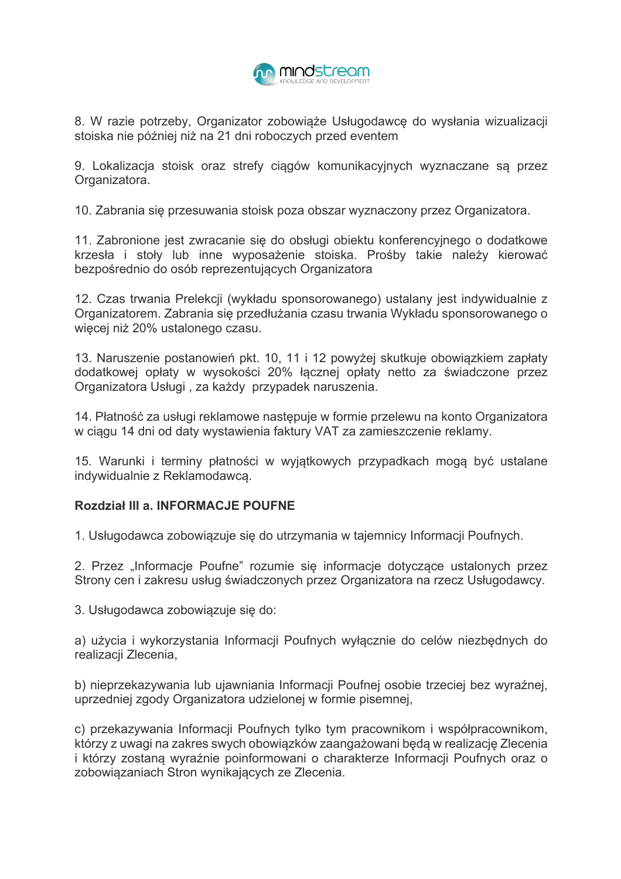8. W razie potrzeby, Organizator zobowiąże Usługodawcę do wysłania wizualizacji stoiska nie później niż na 21 dni roboczych przed eventem

9. Lokalizacja stoisk oraz strefy ciągów komunikacyjnych wyznaczane są przez Organizatora.

10. Zabrania się przesuwania stoisk poza obszar wyznaczony przez Organizatora.

11. Zabronione jest zwracanie się do obsługi obiektu konferencyjnego o dodatkowe krzesła i stoły lub inne wyposażenie stoiska. Prośby takie należy kierować bezpośrednio do osób reprezentujących Organizatora

12. Czas trwania Prelekcji (wykładu sponsorowanego) ustalany jest indywidualnie z Organizatorem. Zabrania się przedłużania czasu trwania Wykładu sponsorowanego o więcej niż 20% ustalonego czasu.

13. Naruszenie postanowień pkt. 10, 11 i 12 powyżej skutkuje obowiązkiem zapłaty dodatkowej opłaty w wysokości 20% łącznej opłaty netto za świadczone przez Organizatora Usługi , za każdy przypadek naruszenia.

14. Płatność za usługi reklamowe następuje w formie przelewu na konto Organizatora w ciągu 14 dni od daty wystawienia faktury VAT za zamieszczenie reklamy.

15. Warunki i terminy płatności w wyjątkowych przypadkach mogą być ustalane indywidualnie z Reklamodawcą.

**Rozdział III a. INFORMACJE POUFNE**

1. Usługodawca zobowiązuje się do utrzymania w tajemnicy Informacji Poufnych.

2. Przez „Informacje Poufne” rozumie się informacje dotyczące ustalonych przez Strony cen i zakresu usług świadczonych przez Organizatora na rzecz Usługodawcy.

3. Usługodawca zobowiązuje się do:

a) użycia i wykorzystania Informacji Poufnych wyłącznie do celów niezbędnych do realizacji Zlecenia,

b) nieprzekazywania lub ujawniania Informacji Poufnej osobie trzeciej bez wyraźnej, uprzedniej zgody Organizatora udzielonej w formie pisemnej,

c) przekazywania Informacji Poufnych tylko tym pracownikom i współpracownikom, którzy z uwagi na zakres swych obowiązków zaangażowani będą w realizację Zlecenia i którzy zostaną wyraźnie poinformowani o charakterze Informacji Poufnych oraz o zobowiązaniach Stron wynikających ze Zlecenia.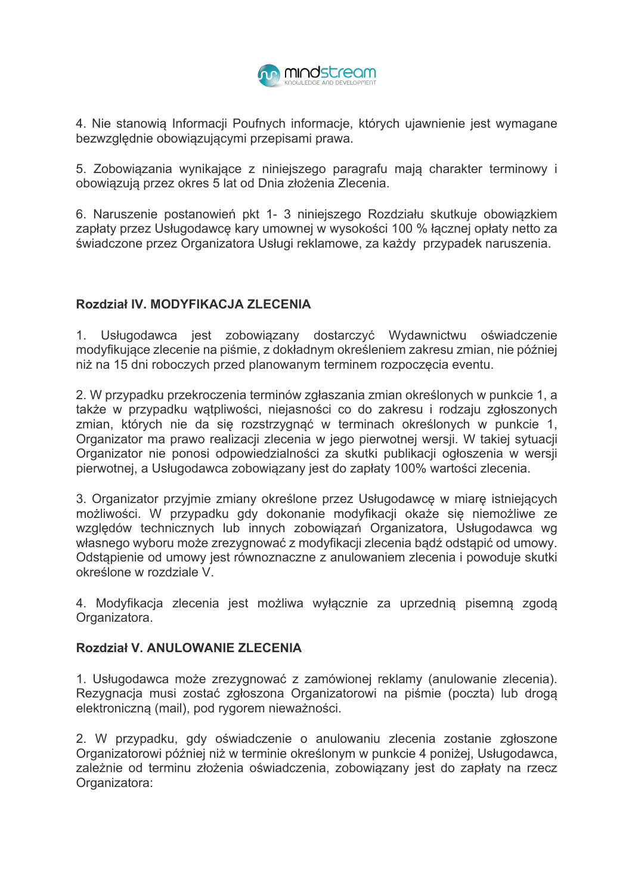4. Nie stanowią Informacji Poufnych informacje, których ujawnienie jest wymagane bezwzględnie obowiązującymi przepisami prawa.

5. Zobowiązania wynikające z niniejszego paragrafu mają charakter terminowy i obowiązują przez okres 5 lat od Dnia złożenia Zlecenia.

6. Naruszenie postanowień pkt 1- 3 niniejszego Rozdziału skutkuje obowiązkiem zapłaty przez Usługodawcę kary umownej w wysokości 100 % łącznej opłaty netto za świadczone przez Organizatora Usługi reklamowe, za każdy przypadek naruszenia.

**Rozdział IV. MODYFIKACJA ZLECENIA**

1. Usługodawca jest zobowiązany dostarczyć Wydawnictwu oświadczenie modyfikujące zlecenie na piśmie, z dokładnym określeniem zakresu zmian, nie później niż na 15 dni roboczych przed planowanym terminem rozpoczęcia eventu.

2. W przypadku przekroczenia terminów zgłaszania zmian określonych w punkcie 1, a także w przypadku wątpliwości, niejasności co do zakresu i rodzaju zgłoszonych zmian, których nie da się rozstrzygnąć w terminach określonych w punkcie 1, Organizator ma prawo realizacji zlecenia w jego pierwotnej wersji. W takiej sytuacji Organizator nie ponosi odpowiedzialności za skutki publikacji ogłoszenia w wersji pierwotnej, a Usługodawca zobowiązany jest do zapłaty 100% wartości zlecenia.

3. Organizator przyjmie zmiany określone przez Usługodawcę w miarę istniejących możliwości. W przypadku gdy dokonanie modyfikacji okaże się niemożliwe ze względów technicznych lub innych zobowiązań Organizatora, Usługodawca wg własnego wyboru może zrezygnować z modyfikacji zlecenia bądź odstąpić od umowy. Odstąpienie od umowy jest równoznaczne z anulowaniem zlecenia i powoduje skutki określone w rozdziale V.

4. Modyfikacja zlecenia jest możliwa wyłącznie za uprzednią pisemną zgodą Organizatora.

**Rozdział V. ANULOWANIE ZLECENIA**

1. Usługodawca może zrezygnować z zamówionej reklamy (anulowanie zlecenia). Rezygnacja musi zostać zgłoszona Organizatorowi na piśmie (poczta) lub drogą elektroniczną (mail), pod rygorem nieważności.

2. W przypadku, gdy oświadczenie o anulowaniu zlecenia zostanie zgłoszone Organizatorowi później niż w terminie określonym w punkcie 4 poniżej, Usługodawca, zależnie od terminu złożenia oświadczenia, zobowiązany jest do zapłaty na rzecz Organizatora: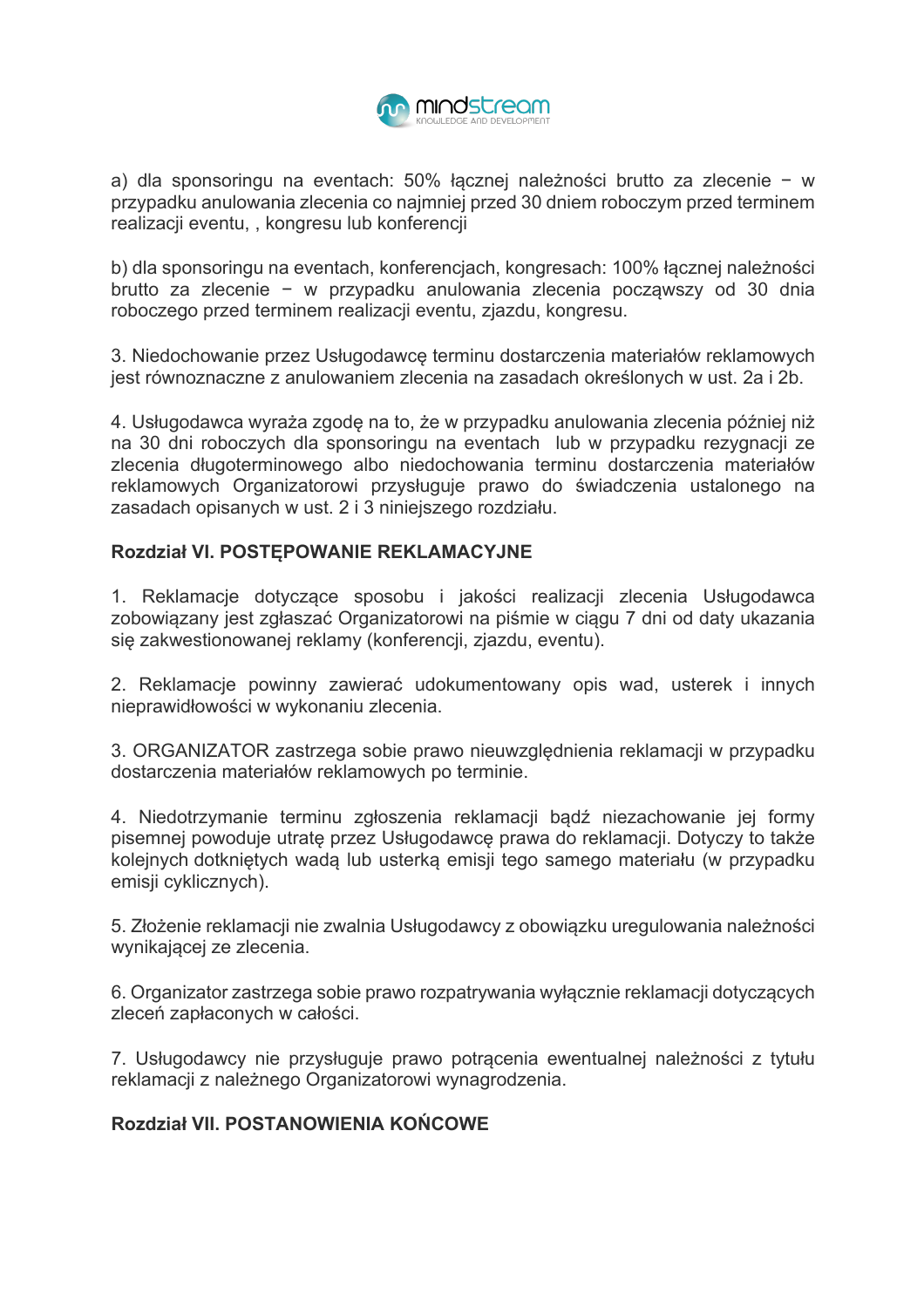a) dla sponsoringu na eventach: 50% łącznej należności brutto za zlecenie − w przypadku anulowania zlecenia co najmniej przed 30 dniem roboczym przed terminem realizacji eventu, , kongresu lub konferencji

b) dla sponsoringu na eventach, konferencjach, kongresach: 100% łącznej należności brutto za zlecenie − w przypadku anulowania zlecenia począwszy od 30 dnia roboczego przed terminem realizacji eventu, zjazdu, kongresu.

3. Niedochowanie przez Usługodawcę terminu dostarczenia materiałów reklamowych jest równoznaczne z anulowaniem zlecenia na zasadach określonych w ust. 2a i 2b.

4. Usługodawca wyraża zgodę na to, że w przypadku anulowania zlecenia później niż na 30 dni roboczych dla sponsoringu na eventach lub w przypadku rezygnacji ze zlecenia długoterminowego albo niedochowania terminu dostarczenia materiałów reklamowych Organizatorowi przysługuje prawo do świadczenia ustalonego na zasadach opisanych w ust. 2 i 3 niniejszego rozdziału.

**Rozdział VI. POSTĘPOWANIE REKLAMACYJNE**

1. Reklamacje dotyczące sposobu i jakości realizacji zlecenia Usługodawca zobowiązany jest zgłaszać Organizatorowi na piśmie w ciągu 7 dni od daty ukazania się zakwestionowanej reklamy (konferencji, zjazdu, eventu).

2. Reklamacje powinny zawierać udokumentowany opis wad, usterek i innych nieprawidłowości w wykonaniu zlecenia.

3. ORGANIZATOR zastrzega sobie prawo nieuwzględnienia reklamacji w przypadku dostarczenia materiałów reklamowych po terminie.

4. Niedotrzymanie terminu zgłoszenia reklamacji bądź niezachowanie jej formy pisemnej powoduje utratę przez Usługodawcę prawa do reklamacji. Dotyczy to także kolejnych dotkniętych wadą lub usterką emisji tego samego materiału (w przypadku emisji cyklicznych).

5. Złożenie reklamacji nie zwalnia Usługodawcy z obowiązku uregulowania należności wynikającej ze zlecenia.

6. Organizator zastrzega sobie prawo rozpatrywania wyłącznie reklamacji dotyczących zleceń zapłaconych w całości.

7. Usługodawcy nie przysługuje prawo potrącenia ewentualnej należności z tytułu reklamacji z należnego Organizatorowi wynagrodzenia.

**Rozdział VII. POSTANOWIENIA KOŃCOWE**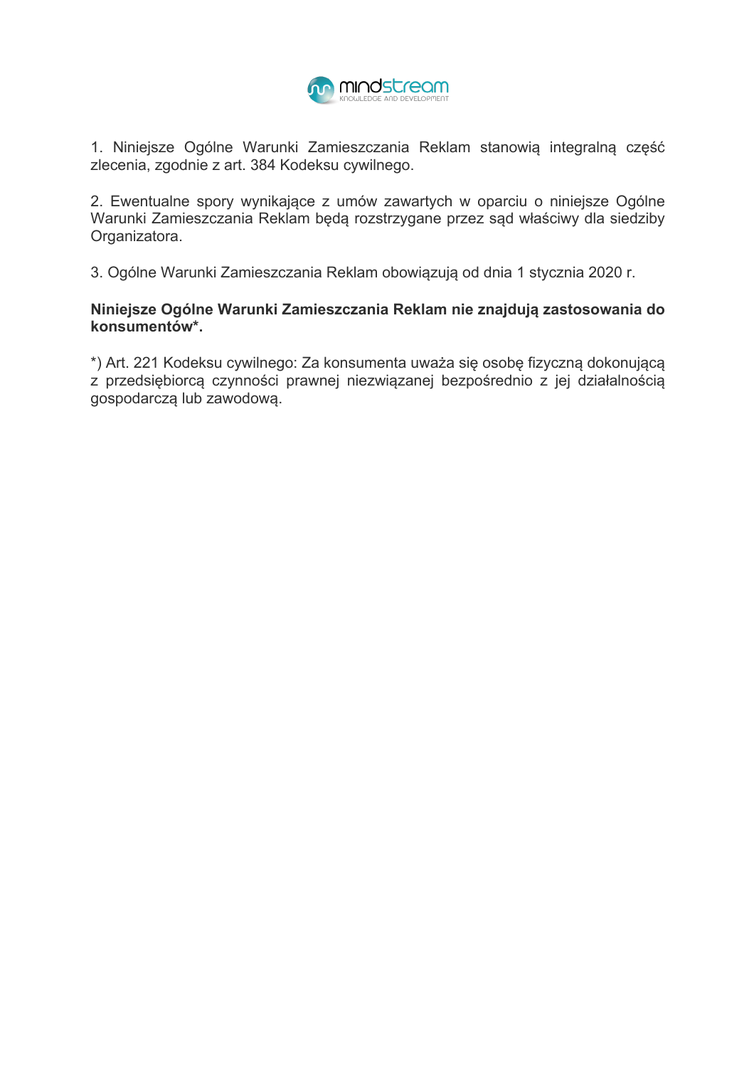1. Niniejsze Ogólne Warunki Zamieszczania Reklam stanowią integralną część zlecenia, zgodnie z art. 384 Kodeksu cywilnego.

2. Ewentualne spory wynikające z umów zawartych w oparciu o niniejsze Ogólne Warunki Zamieszczania Reklam będą rozstrzygane przez sąd właściwy dla siedziby Organizatora.

3. Ogólne Warunki Zamieszczania Reklam obowiązują od dnia 1 stycznia 2020 r.

**Niniejsze Ogólne Warunki Zamieszczania Reklam nie znajdują zastosowania do konsumentów*.**

*) Art. 221 Kodeksu cywilnego: Za konsumenta uważa się osobę fizyczną dokonującą z przedsiębiorcą czynności prawnej niezwiązanej bezpośrednio z jej działalnością gospodarczą lub zawodową.